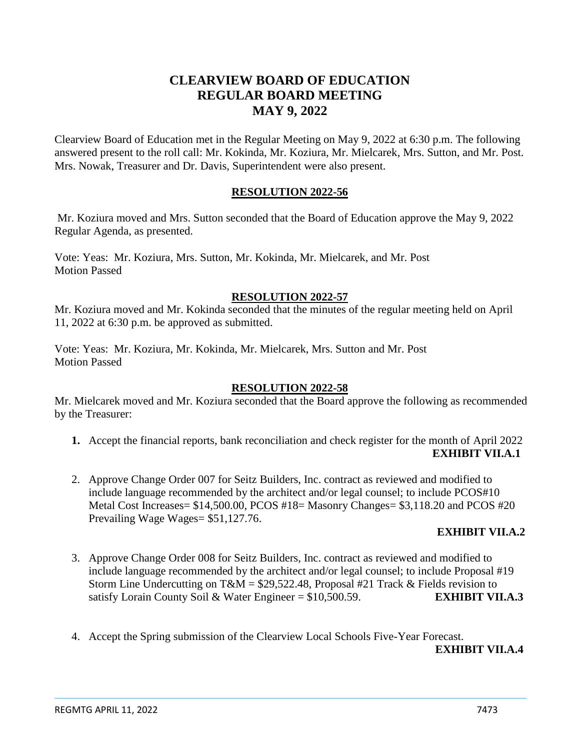# CLEARVIEW BOARD OF EDUCATION
# REGULAR BOARD MEETING
# MAY 9, 2022

Clearview Board of Education met in the Regular Meeting on May 9, 2022 at 6:30 p.m. The following answered present to the roll call: Mr. Kokinda, Mr. Koziura, Mr. Mielcarek, Mrs. Sutton, and Mr. Post. Mrs. Nowak, Treasurer and Dr. Davis, Superintendent were also present.

## RESOLUTION 2022-56

Mr. Koziura moved and Mrs. Sutton seconded that the Board of Education approve the May 9, 2022 Regular Agenda, as presented.

Vote: Yeas: Mr. Koziura, Mrs. Sutton, Mr. Kokinda, Mr. Mielcarek, and Mr. Post
Motion Passed

## RESOLUTION 2022-57

Mr. Koziura moved and Mr. Kokinda seconded that the minutes of the regular meeting held on April 11, 2022 at 6:30 p.m. be approved as submitted.

Vote: Yeas: Mr. Koziura, Mr. Kokinda, Mr. Mielcarek, Mrs. Sutton and Mr. Post
Motion Passed

## RESOLUTION 2022-58

Mr. Mielcarek moved and Mr. Koziura seconded that the Board approve the following as recommended by the Treasurer:

1. Accept the financial reports, bank reconciliation and check register for the month of April 2022 **EXHIBIT VII.A.1**

2. Approve Change Order 007 for Seitz Builders, Inc. contract as reviewed and modified to include language recommended by the architect and/or legal counsel; to include PCOS#10 Metal Cost Increases= $14,500.00, PCOS #18= Masonry Changes= $3,118.20 and PCOS #20 Prevailing Wage Wages= $51,127.76. **EXHIBIT VII.A.2**

3. Approve Change Order 008 for Seitz Builders, Inc. contract as reviewed and modified to include language recommended by the architect and/or legal counsel; to include Proposal #19 Storm Line Undercutting on T&M = $29,522.48, Proposal #21 Track & Fields revision to satisfy Lorain County Soil & Water Engineer = $10,500.59. **EXHIBIT VII.A.3**

4. Accept the Spring submission of the Clearview Local Schools Five-Year Forecast. **EXHIBIT VII.A.4**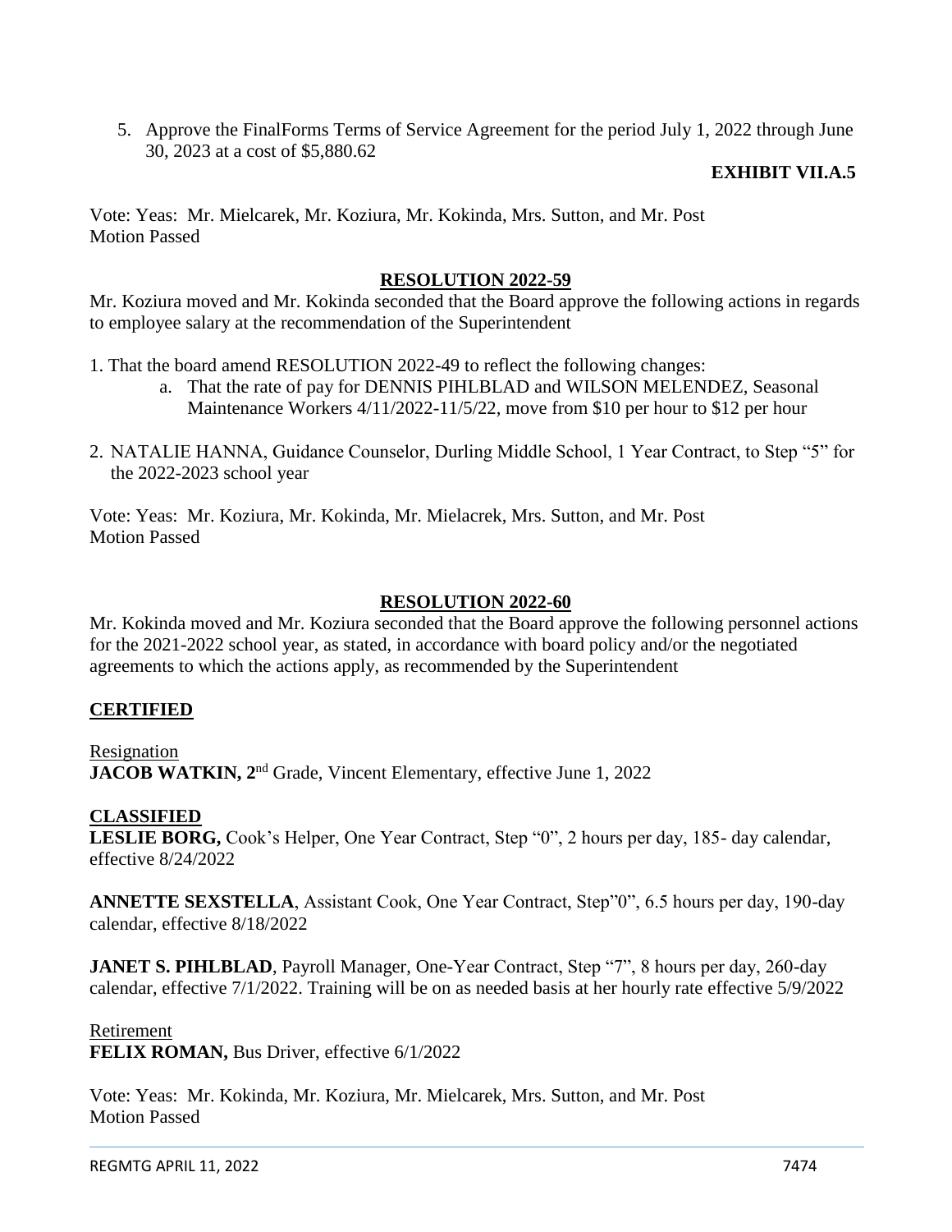5. Approve the FinalForms Terms of Service Agreement for the period July 1, 2022 through June 30, 2023 at a cost of $5,880.62

**EXHIBIT VII.A.5**

Vote: Yeas: Mr. Mielcarek, Mr. Koziura, Mr. Kokinda, Mrs. Sutton, and Mr. Post
Motion Passed

## RESOLUTION 2022-59

Mr. Koziura moved and Mr. Kokinda seconded that the Board approve the following actions in regards to employee salary at the recommendation of the Superintendent

1. That the board amend RESOLUTION 2022-49 to reflect the following changes:
   a. That the rate of pay for DENNIS PIHLBLAD and WILSON MELENDEZ, Seasonal Maintenance Workers 4/11/2022-11/5/22, move from $10 per hour to $12 per hour

2. NATALIE HANNA, Guidance Counselor, Durling Middle School, 1 Year Contract, to Step "5" for the 2022-2023 school year

Vote: Yeas: Mr. Koziura, Mr. Kokinda, Mr. Mielacrek, Mrs. Sutton, and Mr. Post
Motion Passed

## RESOLUTION 2022-60

Mr. Kokinda moved and Mr. Koziura seconded that the Board approve the following personnel actions for the 2021-2022 school year, as stated, in accordance with board policy and/or the negotiated agreements to which the actions apply, as recommended by the Superintendent

### CERTIFIED

Resignation
**JACOB WATKIN, 2nd** Grade, Vincent Elementary, effective June 1, 2022

### CLASSIFIED

**LESLIE BORG,** Cook's Helper, One Year Contract, Step "0", 2 hours per day, 185- day calendar, effective 8/24/2022

**ANNETTE SEXSTELLA**, Assistant Cook, One Year Contract, Step"0", 6.5 hours per day, 190-day calendar, effective 8/18/2022

**JANET S. PIHLBLAD**, Payroll Manager, One-Year Contract, Step "7", 8 hours per day, 260-day calendar, effective 7/1/2022. Training will be on as needed basis at her hourly rate effective 5/9/2022

Retirement
**FELIX ROMAN,** Bus Driver, effective 6/1/2022

Vote: Yeas: Mr. Kokinda, Mr. Koziura, Mr. Mielcarek, Mrs. Sutton, and Mr. Post
Motion Passed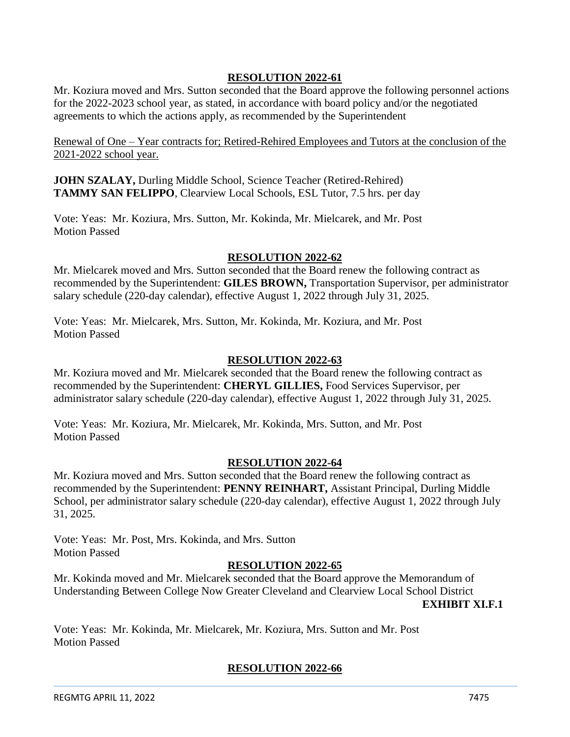## RESOLUTION 2022-61

Mr. Koziura moved and Mrs. Sutton seconded that the Board approve the following personnel actions for the 2022-2023 school year, as stated, in accordance with board policy and/or the negotiated agreements to which the actions apply, as recommended by the Superintendent

Renewal of One – Year contracts for; Retired-Rehired Employees and Tutors at the conclusion of the 2021-2022 school year.

**JOHN SZALAY,** Durling Middle School, Science Teacher (Retired-Rehired)
**TAMMY SAN FELIPPO**, Clearview Local Schools, ESL Tutor, 7.5 hrs. per day

Vote: Yeas: Mr. Koziura, Mrs. Sutton, Mr. Kokinda, Mr. Mielcarek, and Mr. Post
Motion Passed

## RESOLUTION 2022-62

Mr. Mielcarek moved and Mrs. Sutton seconded that the Board renew the following contract as recommended by the Superintendent: **GILES BROWN,** Transportation Supervisor, per administrator salary schedule (220-day calendar), effective August 1, 2022 through July 31, 2025.

Vote: Yeas: Mr. Mielcarek, Mrs. Sutton, Mr. Kokinda, Mr. Koziura, and Mr. Post
Motion Passed

## RESOLUTION 2022-63

Mr. Koziura moved and Mr. Mielcarek seconded that the Board renew the following contract as recommended by the Superintendent: **CHERYL GILLIES,** Food Services Supervisor, per administrator salary schedule (220-day calendar), effective August 1, 2022 through July 31, 2025.

Vote: Yeas: Mr. Koziura, Mr. Mielcarek, Mr. Kokinda, Mrs. Sutton, and Mr. Post
Motion Passed

## RESOLUTION 2022-64

Mr. Koziura moved and Mrs. Sutton seconded that the Board renew the following contract as recommended by the Superintendent: **PENNY REINHART,** Assistant Principal, Durling Middle School, per administrator salary schedule (220-day calendar), effective August 1, 2022 through July 31, 2025.

Vote: Yeas: Mr. Post, Mrs. Kokinda, and Mrs. Sutton
Motion Passed

## RESOLUTION 2022-65

Mr. Kokinda moved and Mr. Mielcarek seconded that the Board approve the Memorandum of Understanding Between College Now Greater Cleveland and Clearview Local School District

**EXHIBIT XI.F.1**

Vote: Yeas: Mr. Kokinda, Mr. Mielcarek, Mr. Koziura, Mrs. Sutton and Mr. Post
Motion Passed

## RESOLUTION 2022-66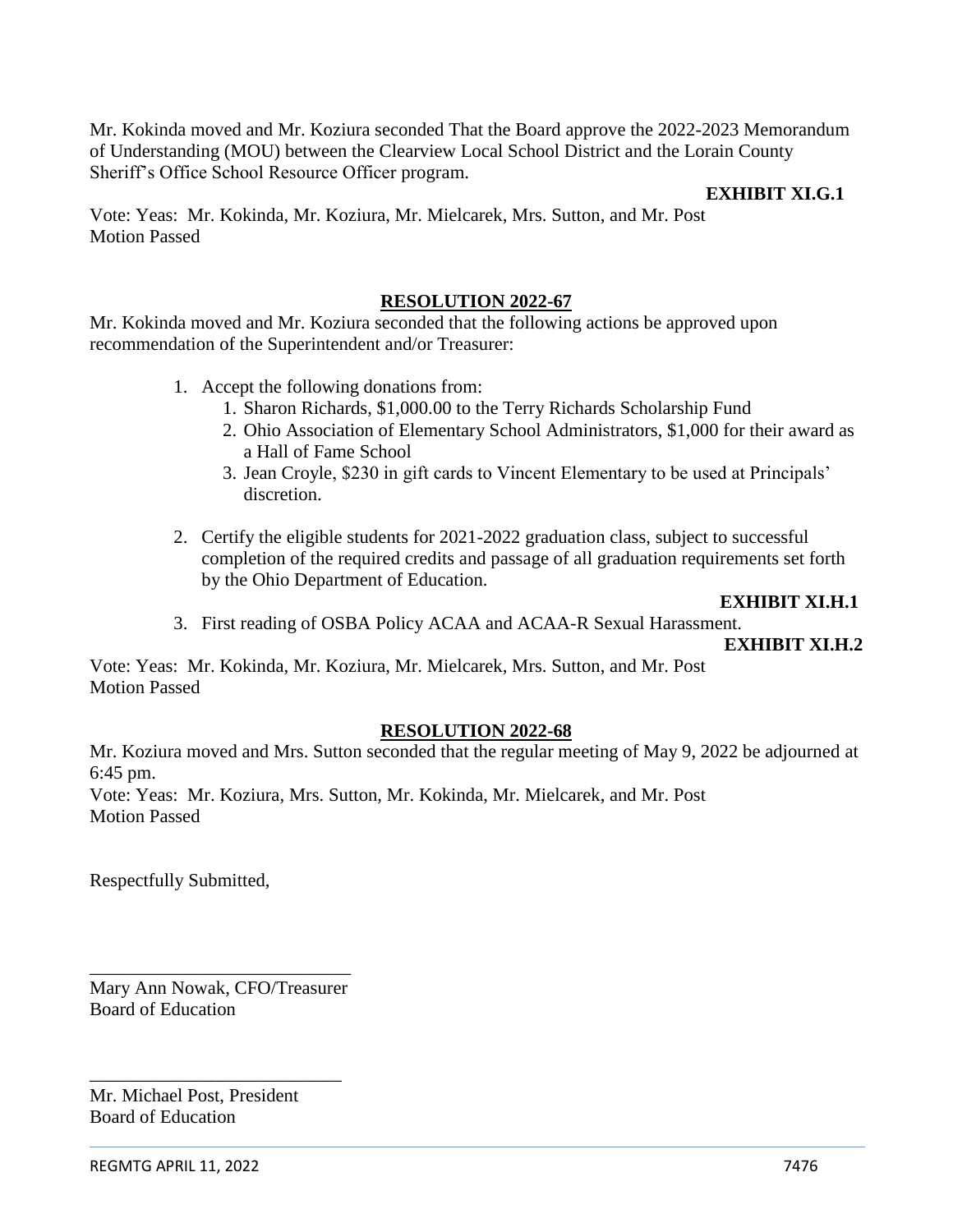Mr. Kokinda moved and Mr. Koziura seconded That the Board approve the 2022-2023 Memorandum of Understanding (MOU) between the Clearview Local School District and the Lorain County Sheriff's Office School Resource Officer program.

**EXHIBIT XI.G.1**

Vote: Yeas: Mr. Kokinda, Mr. Koziura, Mr. Mielcarek, Mrs. Sutton, and Mr. Post
Motion Passed

**RESOLUTION 2022-67**

Mr. Kokinda moved and Mr. Koziura seconded that the following actions be approved upon recommendation of the Superintendent and/or Treasurer:

1. Accept the following donations from:
   1. Sharon Richards, $1,000.00 to the Terry Richards Scholarship Fund
   2. Ohio Association of Elementary School Administrators, $1,000 for their award as a Hall of Fame School
   3. Jean Croyle, $230 in gift cards to Vincent Elementary to be used at Principals' discretion.

2. Certify the eligible students for 2021-2022 graduation class, subject to successful completion of the required credits and passage of all graduation requirements set forth by the Ohio Department of Education.

   **EXHIBIT XI.H.1**

3. First reading of OSBA Policy ACAA and ACAA-R Sexual Harassment.

   **EXHIBIT XI.H.2**

Vote: Yeas: Mr. Kokinda, Mr. Koziura, Mr. Mielcarek, Mrs. Sutton, and Mr. Post
Motion Passed

**RESOLUTION 2022-68**

Mr. Koziura moved and Mrs. Sutton seconded that the regular meeting of May 9, 2022 be adjourned at 6:45 pm.
Vote: Yeas: Mr. Koziura, Mrs. Sutton, Mr. Kokinda, Mr. Mielcarek, and Mr. Post
Motion Passed

Respectfully Submitted,

\_\_\_\_\_\_\_\_\_\_\_\_\_\_\_\_\_\_\_\_\_\_\_\_\_\_\_\_
Mary Ann Nowak, CFO/Treasurer
Board of Education

\_\_\_\_\_\_\_\_\_\_\_\_\_\_\_\_\_\_\_\_\_\_\_\_\_\_\_\_
Mr. Michael Post, President
Board of Education